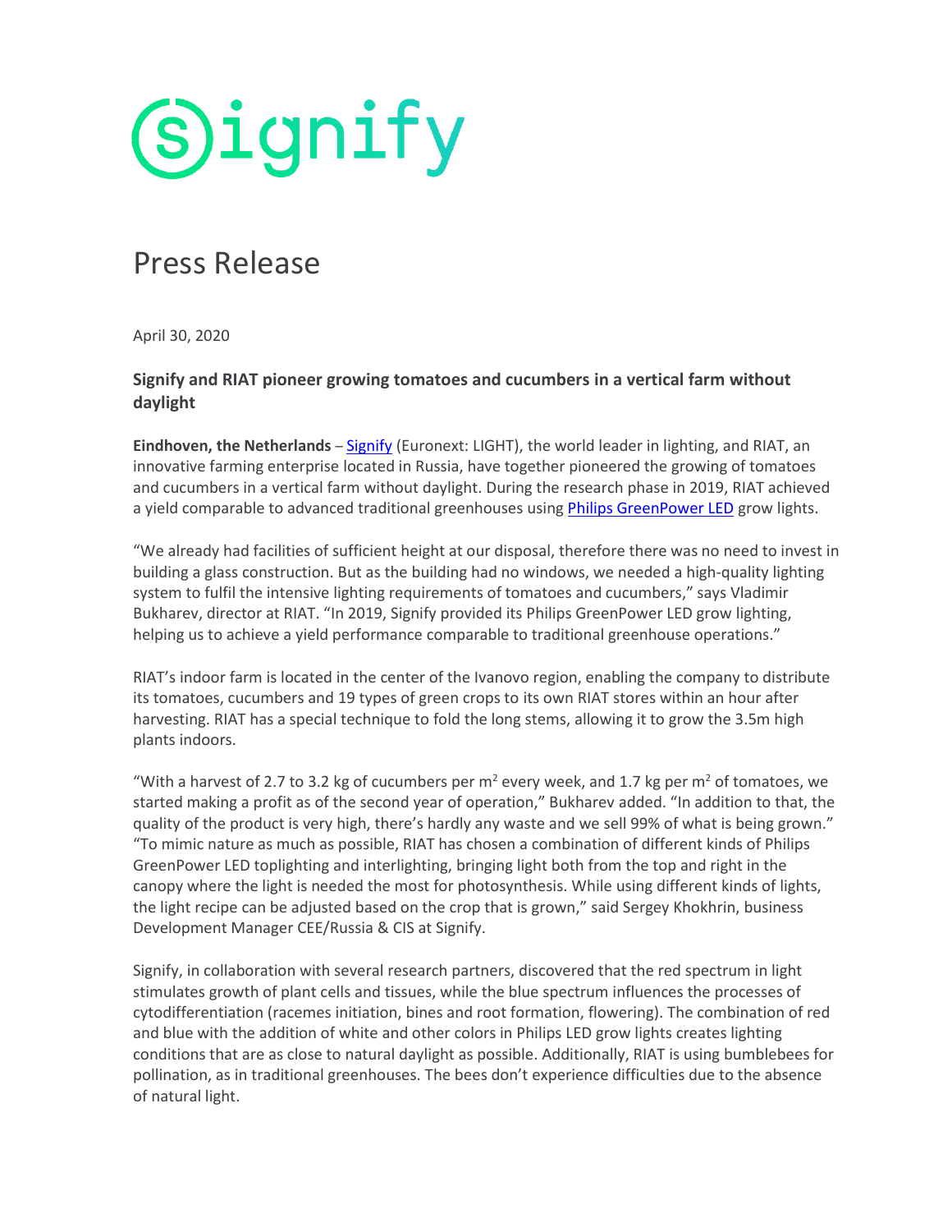Signify

# Press Release

April 30, 2020

## Signify and RIAT pioneer growing tomatoes and cucumbers in a vertical farm without daylight

**Eindhoven, the Netherlands** – Signify (Euronext: LIGHT), the world leader in lighting, and RIAT, an innovative farming enterprise located in Russia, have together pioneered the growing of tomatoes and cucumbers in a vertical farm without daylight. During the research phase in 2019, RIAT achieved a yield comparable to advanced traditional greenhouses using Philips GreenPower LED grow lights.

"We already had facilities of sufficient height at our disposal, therefore there was no need to invest in building a glass construction. But as the building had no windows, we needed a high-quality lighting system to fulfil the intensive lighting requirements of tomatoes and cucumbers," says Vladimir Bukharev, director at RIAT. "In 2019, Signify provided its Philips GreenPower LED grow lighting, helping us to achieve a yield performance comparable to traditional greenhouse operations."

RIAT's indoor farm is located in the center of the Ivanovo region, enabling the company to distribute its tomatoes, cucumbers and 19 types of green crops to its own RIAT stores within an hour after harvesting. RIAT has a special technique to fold the long stems, allowing it to grow the 3.5m high plants indoors.

"With a harvest of 2.7 to 3.2 kg of cucumbers per $m^2$ every week, and 1.7 kg per $m^2$ of tomatoes, we started making a profit as of the second year of operation," Bukharev added. "In addition to that, the quality of the product is very high, there's hardly any waste and we sell 99% of what is being grown."
"To mimic nature as much as possible, RIAT has chosen a combination of different kinds of Philips GreenPower LED toplighting and interlighting, bringing light both from the top and right in the canopy where the light is needed the most for photosynthesis. While using different kinds of lights, the light recipe can be adjusted based on the crop that is grown," said Sergey Khokhrin, business Development Manager CEE/Russia & CIS at Signify.

Signify, in collaboration with several research partners, discovered that the red spectrum in light stimulates growth of plant cells and tissues, while the blue spectrum influences the processes of cytodifferentiation (racemes initiation, bines and root formation, flowering). The combination of red and blue with the addition of white and other colors in Philips LED grow lights creates lighting conditions that are as close to natural daylight as possible. Additionally, RIAT is using bumblebees for pollination, as in traditional greenhouses. The bees don't experience difficulties due to the absence of natural light.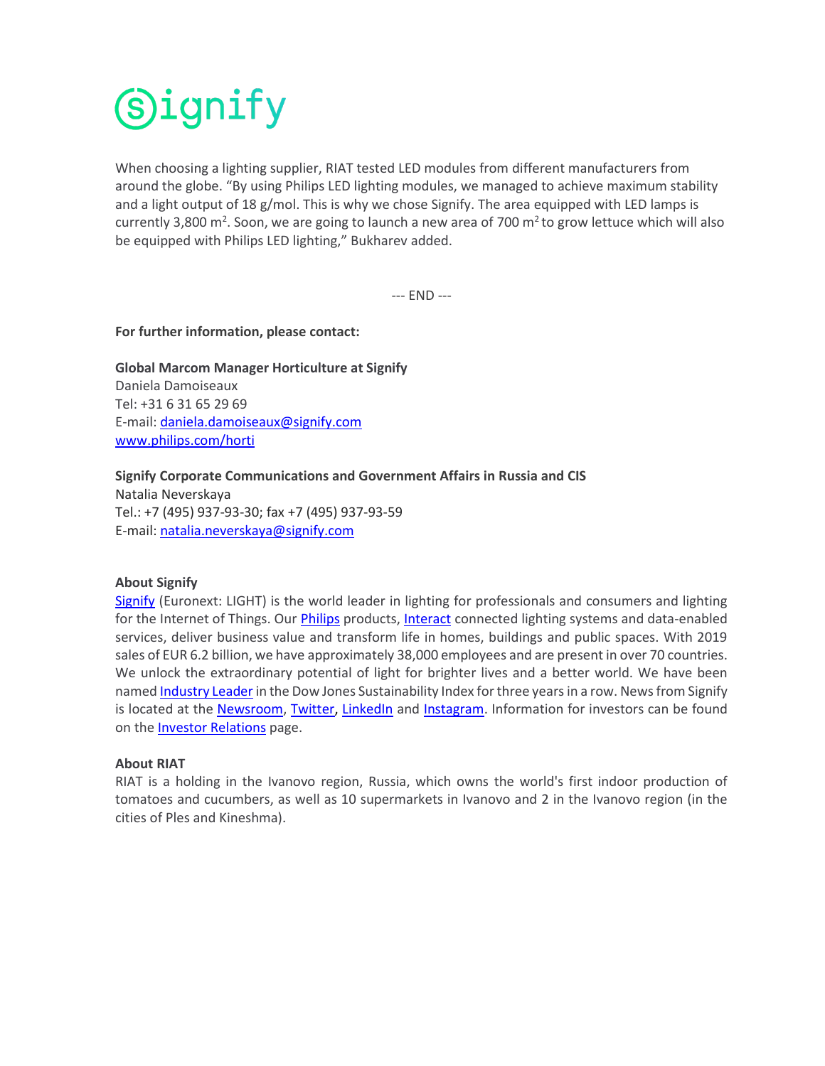When choosing a lighting supplier, RIAT tested LED modules from different manufacturers from around the globe. "By using Philips LED lighting modules, we managed to achieve maximum stability and a light output of 18 g/mol. This is why we chose Signify. The area equipped with LED lamps is currently 3,800 $m^2$. Soon, we are going to launch a new area of 700 $m^2$ to grow lettuce which will also be equipped with Philips LED lighting," Bukharev added.

--- END ---

**For further information, please contact:**

**Global Marcom Manager Horticulture at Signify**
Daniela Damoiseaux
Tel: +31 6 31 65 29 69
E-mail: daniela.damoiseaux@signify.com
www.philips.com/horti

**Signify Corporate Communications and Government Affairs in Russia and CIS**
Natalia Neverskaya
Tel.: +7 (495) 937-93-30; fax +7 (495) 937-93-59
E-mail: natalia.neverskaya@signify.com

**About Signify**
Signify (Euronext: LIGHT) is the world leader in lighting for professionals and consumers and lighting for the Internet of Things. Our Philips products, Interact connected lighting systems and data-enabled services, deliver business value and transform life in homes, buildings and public spaces. With 2019 sales of EUR 6.2 billion, we have approximately 38,000 employees and are present in over 70 countries. We unlock the extraordinary potential of light for brighter lives and a better world. We have been named Industry Leader in the Dow Jones Sustainability Index for three years in a row. News from Signify is located at the Newsroom, Twitter, LinkedIn and Instagram. Information for investors can be found on the Investor Relations page.

**About RIAT**
RIAT is a holding in the Ivanovo region, Russia, which owns the world's first indoor production of tomatoes and cucumbers, as well as 10 supermarkets in Ivanovo and 2 in the Ivanovo region (in the cities of Ples and Kineshma).